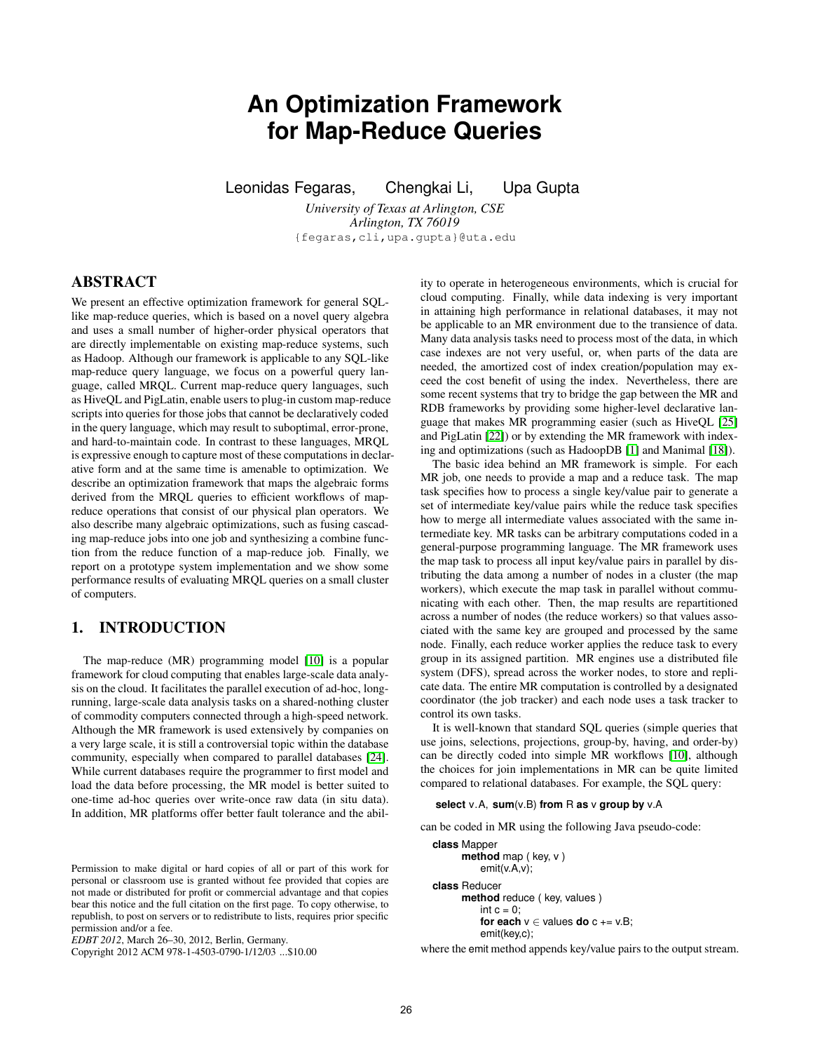# An Optimization Framework for Map-Reduce Queries

Leonidas Fegaras, Chengkai Li, Upa Gupta

*University of Texas at Arlington, CSE*
*Arlington, TX 76019*
{fegaras,cli,upa.gupta}@uta.edu

## ABSTRACT

We present an effective optimization framework for general SQL-like map-reduce queries, which is based on a novel query algebra and uses a small number of higher-order physical operators that are directly implementable on existing map-reduce systems, such as Hadoop. Although our framework is applicable to any SQL-like map-reduce query language, we focus on a powerful query language, called MRQL. Current map-reduce query languages, such as HiveQL and PigLatin, enable users to plug-in custom map-reduce scripts into queries for those jobs that cannot be declaratively coded in the query language, which may result to suboptimal, error-prone, and hard-to-maintain code. In contrast to these languages, MRQL is expressive enough to capture most of these computations in declarative form and at the same time is amenable to optimization. We describe an optimization framework that maps the algebraic forms derived from the MRQL queries to efficient workflows of map-reduce operations that consist of our physical plan operators. We also describe many algebraic optimizations, such as fusing cascading map-reduce jobs into one job and synthesizing a combine function from the reduce function of a map-reduce job. Finally, we report on a prototype system implementation and we show some performance results of evaluating MRQL queries on a small cluster of computers.

## 1. INTRODUCTION

The map-reduce (MR) programming model [10] is a popular framework for cloud computing that enables large-scale data analysis on the cloud. It facilitates the parallel execution of ad-hoc, long-running, large-scale data analysis tasks on a shared-nothing cluster of commodity computers connected through a high-speed network. Although the MR framework is used extensively by companies on a very large scale, it is still a controversial topic within the database community, especially when compared to parallel databases [24]. While current databases require the programmer to first model and load the data before processing, the MR model is better suited to one-time ad-hoc queries over write-once raw data (in situ data). In addition, MR platforms offer better fault tolerance and the ability to operate in heterogeneous environments, which is crucial for cloud computing. Finally, while data indexing is very important in attaining high performance in relational databases, it may not be applicable to an MR environment due to the transience of data. Many data analysis tasks need to process most of the data, in which case indexes are not very useful, or, when parts of the data are needed, the amortized cost of index creation/population may exceed the cost benefit of using the index. Nevertheless, there are some recent systems that try to bridge the gap between the MR and RDB frameworks by providing some higher-level declarative language that makes MR programming easier (such as HiveQL [25] and PigLatin [22]) or by extending the MR framework with indexing and optimizations (such as HadoopDB [1] and Manimal [18]).

The basic idea behind an MR framework is simple. For each MR job, one needs to provide a map and a reduce task. The map task specifies how to process a single key/value pair to generate a set of intermediate key/value pairs while the reduce task specifies how to merge all intermediate values associated with the same intermediate key. MR tasks can be arbitrary computations coded in a general-purpose programming language. The MR framework uses the map task to process all input key/value pairs in parallel by distributing the data among a number of nodes in a cluster (the map workers), which execute the map task in parallel without communicating with each other. Then, the map results are repartitioned across a number of nodes (the reduce workers) so that values associated with the same key are grouped and processed by the same node. Finally, each reduce worker applies the reduce task to every group in its assigned partition. MR engines use a distributed file system (DFS), spread across the worker nodes, to store and replicate data. The entire MR computation is controlled by a designated coordinator (the job tracker) and each node uses a task tracker to control its own tasks.

It is well-known that standard SQL queries (simple queries that use joins, selections, projections, group-by, having, and order-by) can be directly coded into simple MR workflows [10], although the choices for join implementations in MR can be quite limited compared to relational databases. For example, the SQL query:

```
select v.A, sum(v.B) from R as v group by v.A
```

can be coded in MR using the following Java pseudo-code:

```
class Mapper
    method map ( key, v )
        emit(v.A,v);
class Reducer
    method reduce ( key, values )
        int c = 0;
        for each v ∈ values do c += v.B;
        emit(key,c);
```

where the emit method appends key/value pairs to the output stream.

Permission to make digital or hard copies of all or part of this work for personal or classroom use is granted without fee provided that copies are not made or distributed for profit or commercial advantage and that copies bear this notice and the full citation on the first page. To copy otherwise, to republish, to post on servers or to redistribute to lists, requires prior specific permission and/or a fee.
*EDBT 2012*, March 26–30, 2012, Berlin, Germany.
Copyright 2012 ACM 978-1-4503-0790-1/12/03 ...$10.00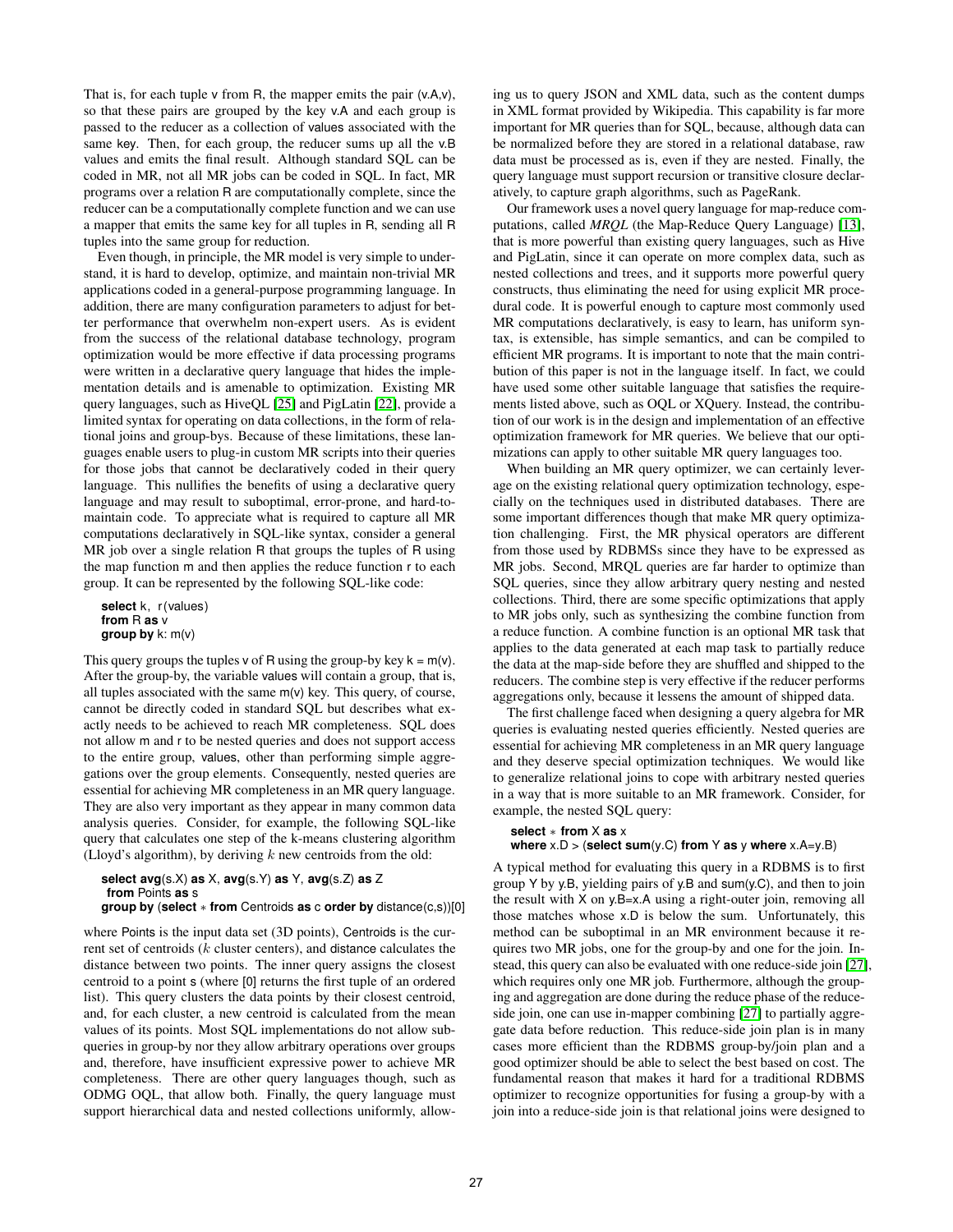That is, for each tuple v from R, the mapper emits the pair (v.A,v), so that these pairs are grouped by the key v.A and each group is passed to the reducer as a collection of values associated with the same key. Then, for each group, the reducer sums up all the v.B values and emits the final result. Although standard SQL can be coded in MR, not all MR jobs can be coded in SQL. In fact, MR programs over a relation R are computationally complete, since the reducer can be a computationally complete function and we can use a mapper that emits the same key for all tuples in R, sending all R tuples into the same group for reduction.

Even though, in principle, the MR model is very simple to understand, it is hard to develop, optimize, and maintain non-trivial MR applications coded in a general-purpose programming language. In addition, there are many configuration parameters to adjust for better performance that overwhelm non-expert users. As is evident from the success of the relational database technology, program optimization would be more effective if data processing programs were written in a declarative query language that hides the implementation details and is amenable to optimization. Existing MR query languages, such as HiveQL [25] and PigLatin [22], provide a limited syntax for operating on data collections, in the form of relational joins and group-bys. Because of these limitations, these languages enable users to plug-in custom MR scripts into their queries for those jobs that cannot be declaratively coded in their query language. This nullifies the benefits of using a declarative query language and may result to suboptimal, error-prone, and hard-to-maintain code. To appreciate what is required to capture all MR computations declaratively in SQL-like syntax, consider a general MR job over a single relation R that groups the tuples of R using the map function m and then applies the reduce function r to each group. It can be represented by the following SQL-like code:

```
select k, r(values)
from R as v
group by k: m(v)
```

This query groups the tuples v of R using the group-by key k = m(v). After the group-by, the variable values will contain a group, that is, all tuples associated with the same m(v) key. This query, of course, cannot be directly coded in standard SQL but describes what exactly needs to be achieved to reach MR completeness. SQL does not allow m and r to be nested queries and does not support access to the entire group, values, other than performing simple aggregations over the group elements. Consequently, nested queries are essential for achieving MR completeness in an MR query language. They are also very important as they appear in many common data analysis queries. Consider, for example, the following SQL-like query that calculates one step of the k-means clustering algorithm (Lloyd's algorithm), by deriving $k$ new centroids from the old:

```
select avg(s.X) as X, avg(s.Y) as Y, avg(s.Z) as Z
 from Points as s
group by (select * from Centroids as c order by distance(c,s))[0]
```

where Points is the input data set (3D points), Centroids is the current set of centroids ($k$ cluster centers), and distance calculates the distance between two points. The inner query assigns the closest centroid to a point s (where [0] returns the first tuple of an ordered list). This query clusters the data points by their closest centroid, and, for each cluster, a new centroid is calculated from the mean values of its points. Most SQL implementations do not allow subqueries in group-by nor they allow arbitrary operations over groups and, therefore, have insufficient expressive power to achieve MR completeness. There are other query languages though, such as ODMG OQL, that allow both. Finally, the query language must support hierarchical data and nested collections uniformly, allowing us to query JSON and XML data, such as the content dumps in XML format provided by Wikipedia. This capability is far more important for MR queries than for SQL, because, although data can be normalized before they are stored in a relational database, raw data must be processed as is, even if they are nested. Finally, the query language must support recursion or transitive closure declaratively, to capture graph algorithms, such as PageRank.

Our framework uses a novel query language for map-reduce computations, called *MRQL* (the Map-Reduce Query Language) [13], that is more powerful than existing query languages, such as Hive and PigLatin, since it can operate on more complex data, such as nested collections and trees, and it supports more powerful query constructs, thus eliminating the need for using explicit MR procedural code. It is powerful enough to capture most commonly used MR computations declaratively, is easy to learn, has uniform syntax, is extensible, has simple semantics, and can be compiled to efficient MR programs. It is important to note that the main contribution of this paper is not in the language itself. In fact, we could have used some other suitable language that satisfies the requirements listed above, such as OQL or XQuery. Instead, the contribution of our work is in the design and implementation of an effective optimization framework for MR queries. We believe that our optimizations can apply to other suitable MR query languages too.

When building an MR query optimizer, we can certainly leverage on the existing relational query optimization technology, especially on the techniques used in distributed databases. There are some important differences though that make MR query optimization challenging. First, the MR physical operators are different from those used by RDBMSs since they have to be expressed as MR jobs. Second, MRQL queries are far harder to optimize than SQL queries, since they allow arbitrary query nesting and nested collections. Third, there are some specific optimizations that apply to MR jobs only, such as synthesizing the combine function from a reduce function. A combine function is an optional MR task that applies to the data generated at each map task to partially reduce the data at the map-side before they are shuffled and shipped to the reducers. The combine step is very effective if the reducer performs aggregations only, because it lessens the amount of shipped data.

The first challenge faced when designing a query algebra for MR queries is evaluating nested queries efficiently. Nested queries are essential for achieving MR completeness in an MR query language and they deserve special optimization techniques. We would like to generalize relational joins to cope with arbitrary nested queries in a way that is more suitable to an MR framework. Consider, for example, the nested SQL query:

```
select * from X as x
where x.D > (select sum(y.C) from Y as y where x.A=y.B)
```

A typical method for evaluating this query in a RDBMS is to first group Y by y.B, yielding pairs of y.B and sum(y.C), and then to join the result with X on y.B=x.A using a right-outer join, removing all those matches whose x.D is below the sum. Unfortunately, this method can be suboptimal in an MR environment because it requires two MR jobs, one for the group-by and one for the join. Instead, this query can also be evaluated with one reduce-side join [27], which requires only one MR job. Furthermore, although the grouping and aggregation are done during the reduce phase of the reduce-side join, one can use in-mapper combining [27] to partially aggregate data before reduction. This reduce-side join plan is in many cases more efficient than the RDBMS group-by/join plan and a good optimizer should be able to select the best based on cost. The fundamental reason that makes it hard for a traditional RDBMS optimizer to recognize opportunities for fusing a group-by with a join into a reduce-side join is that relational joins were designed to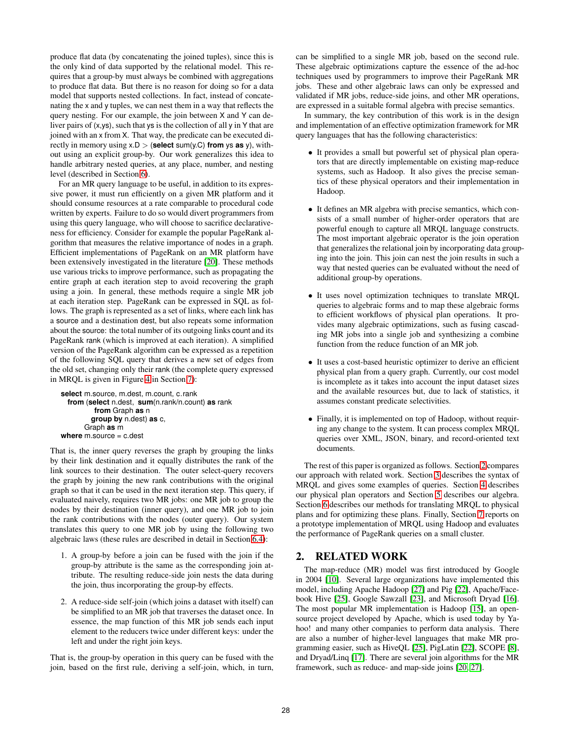produce flat data (by concatenating the joined tuples), since this is the only kind of data supported by the relational model. This requires that a group-by must always be combined with aggregations to produce flat data. But there is no reason for doing so for a data model that supports nested collections. In fact, instead of concatenating the x and y tuples, we can nest them in a way that reflects the query nesting. For our example, the join between X and Y can deliver pairs of (x,ys), such that ys is the collection of all y in Y that are joined with an x from X. That way, the predicate can be executed directly in memory using x.D > (**select** sum(y.C) **from** ys **as** y), without using an explicit group-by. Our work generalizes this idea to handle arbitrary nested queries, at any place, number, and nesting level (described in Section 6).

For an MR query language to be useful, in addition to its expressive power, it must run efficiently on a given MR platform and it should consume resources at a rate comparable to procedural code written by experts. Failure to do so would divert programmers from using this query language, who will choose to sacrifice declarativeness for efficiency. Consider for example the popular PageRank algorithm that measures the relative importance of nodes in a graph. Efficient implementations of PageRank on an MR platform have been extensively investigated in the literature [20]. These methods use various tricks to improve performance, such as propagating the entire graph at each iteration step to avoid recovering the graph using a join. In general, these methods require a single MR job at each iteration step. PageRank can be expressed in SQL as follows. The graph is represented as a set of links, where each link has a source and a destination dest, but also repeats some information about the source: the total number of its outgoing links count and its PageRank rank (which is improved at each iteration). A simplified version of the PageRank algorithm can be expressed as a repetition of the following SQL query that derives a new set of edges from the old set, changing only their rank (the complete query expressed in MRQL is given in Figure 4 in Section 7):

```
select m.source, m.dest, m.count, c.rank
  from (select n.dest, sum(n.rank/n.count) as rank
          from Graph as n
         group by n.dest) as c,
       Graph as m
 where m.source = c.dest
```

That is, the inner query reverses the graph by grouping the links by their link destination and it equally distributes the rank of the link sources to their destination. The outer select-query recovers the graph by joining the new rank contributions with the original graph so that it can be used in the next iteration step. This query, if evaluated naively, requires two MR jobs: one MR job to group the nodes by their destination (inner query), and one MR job to join the rank contributions with the nodes (outer query). Our system translates this query to one MR job by using the following two algebraic laws (these rules are described in detail in Section 6.4):

1. A group-by before a join can be fused with the join if the group-by attribute is the same as the corresponding join attribute. The resulting reduce-side join nests the data during the join, thus incorporating the group-by effects.
2. A reduce-side self-join (which joins a dataset with itself) can be simplified to an MR job that traverses the dataset once. In essence, the map function of this MR job sends each input element to the reducers twice under different keys: under the left and under the right join keys.

That is, the group-by operation in this query can be fused with the join, based on the first rule, deriving a self-join, which, in turn, can be simplified to a single MR job, based on the second rule. These algebraic optimizations capture the essence of the ad-hoc techniques used by programmers to improve their PageRank MR jobs. These and other algebraic laws can only be expressed and validated if MR jobs, reduce-side joins, and other MR operations, are expressed in a suitable formal algebra with precise semantics.

In summary, the key contribution of this work is in the design and implementation of an effective optimization framework for MR query languages that has the following characteristics:

- It provides a small but powerful set of physical plan operators that are directly implementable on existing map-reduce systems, such as Hadoop. It also gives the precise semantics of these physical operators and their implementation in Hadoop.
- It defines an MR algebra with precise semantics, which consists of a small number of higher-order operators that are powerful enough to capture all MRQL language constructs. The most important algebraic operator is the join operation that generalizes the relational join by incorporating data grouping into the join. This join can nest the join results in such a way that nested queries can be evaluated without the need of additional group-by operations.
- It uses novel optimization techniques to translate MRQL queries to algebraic forms and to map these algebraic forms to efficient workflows of physical plan operations. It provides many algebraic optimizations, such as fusing cascading MR jobs into a single job and synthesizing a combine function from the reduce function of an MR job.
- It uses a cost-based heuristic optimizer to derive an efficient physical plan from a query graph. Currently, our cost model is incomplete as it takes into account the input dataset sizes and the available resources but, due to lack of statistics, it assumes constant predicate selectivities.
- Finally, it is implemented on top of Hadoop, without requiring any change to the system. It can process complex MRQL queries over XML, JSON, binary, and record-oriented text documents.

The rest of this paper is organized as follows. Section 2 compares our approach with related work. Section 3 describes the syntax of MRQL and gives some examples of queries. Section 4 describes our physical plan operators and Section 5 describes our algebra. Section 6 describes our methods for translating MRQL to physical plans and for optimizing these plans. Finally, Section 7 reports on a prototype implementation of MRQL using Hadoop and evaluates the performance of PageRank queries on a small cluster.

## 2. RELATED WORK

The map-reduce (MR) model was first introduced by Google in 2004 [10]. Several large organizations have implemented this model, including Apache Hadoop [27] and Pig [22], Apache/Facebook Hive [25], Google Sawzall [23], and Microsoft Dryad [16]. The most popular MR implementation is Hadoop [15], an open-source project developed by Apache, which is used today by Yahoo! and many other companies to perform data analysis. There are also a number of higher-level languages that make MR programming easier, such as HiveQL [25], PigLatin [22], SCOPE [8], and Dryad/Linq [17]. There are several join algorithms for the MR framework, such as reduce- and map-side joins [20, 27].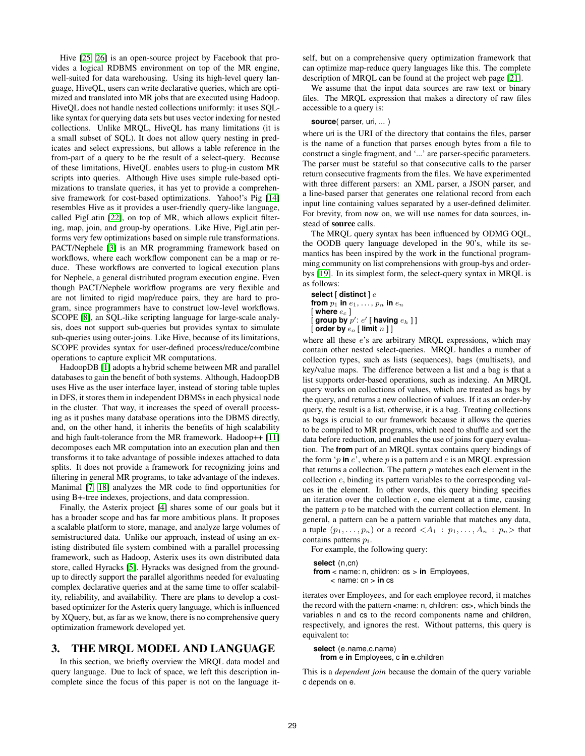Hive [25, 26] is an open-source project by Facebook that provides a logical RDBMS environment on top of the MR engine, well-suited for data warehousing. Using its high-level query language, HiveQL, users can write declarative queries, which are optimized and translated into MR jobs that are executed using Hadoop. HiveQL does not handle nested collections uniformly: it uses SQL-like syntax for querying data sets but uses vector indexing for nested collections. Unlike MRQL, HiveQL has many limitations (it is a small subset of SQL). It does not allow query nesting in predicates and select expressions, but allows a table reference in the from-part of a query to be the result of a select-query. Because of these limitations, HiveQL enables users to plug-in custom MR scripts into queries. Although Hive uses simple rule-based optimizations to translate queries, it has yet to provide a comprehensive framework for cost-based optimizations. Yahoo!'s Pig [14] resembles Hive as it provides a user-friendly query-like language, called PigLatin [22], on top of MR, which allows explicit filtering, map, join, and group-by operations. Like Hive, PigLatin performs very few optimizations based on simple rule transformations. PACT/Nephele [3] is an MR programming framework based on workflows, where each workflow component can be a map or reduce. These workflows are converted to logical execution plans for Nephele, a general distributed program execution engine. Even though PACT/Nephele workflow programs are very flexible and are not limited to rigid map/reduce pairs, they are hard to program, since programmers have to construct low-level workflows. SCOPE [8], an SQL-like scripting language for large-scale analysis, does not support sub-queries but provides syntax to simulate sub-queries using outer-joins. Like Hive, because of its limitations, SCOPE provides syntax for user-defined process/reduce/combine operations to capture explicit MR computations.

HadoopDB [1] adopts a hybrid scheme between MR and parallel databases to gain the benefit of both systems. Although, HadoopDB uses Hive as the user interface layer, instead of storing table tuples in DFS, it stores them in independent DBMSs in each physical node in the cluster. That way, it increases the speed of overall processing as it pushes many database operations into the DBMS directly, and, on the other hand, it inherits the benefits of high scalability and high fault-tolerance from the MR framework. Hadoop++ [11] decomposes each MR computation into an execution plan and then transforms it to take advantage of possible indexes attached to data splits. It does not provide a framework for recognizing joins and filtering in general MR programs, to take advantage of the indexes. Manimal [7, 18] analyzes the MR code to find opportunities for using B+-tree indexes, projections, and data compression.

Finally, the Asterix project [4] shares some of our goals but it has a broader scope and has far more ambitious plans. It proposes a scalable platform to store, manage, and analyze large volumes of semistructured data. Unlike our approach, instead of using an existing distributed file system combined with a parallel processing framework, such as Hadoop, Asterix uses its own distributed data store, called Hyracks [5]. Hyracks was designed from the ground-up to directly support the parallel algorithms needed for evaluating complex declarative queries and at the same time to offer scalability, reliability, and availability. There are plans to develop a cost-based optimizer for the Asterix query language, which is influenced by XQuery, but, as far as we know, there is no comprehensive query optimization framework developed yet.

## 3. THE MRQL MODEL AND LANGUAGE

In this section, we briefly overview the MRQL data model and query language. Due to lack of space, we left this description incomplete since the focus of this paper is not on the language itself, but on a comprehensive query optimization framework that can optimize map-reduce query languages like this. The complete description of MRQL can be found at the project web page [21].

We assume that the input data sources are raw text or binary files. The MRQL expression that makes a directory of raw files accessible to a query is:

```
source( parser, uri, ... )
```

where uri is the URI of the directory that contains the files, parser is the name of a function that parses enough bytes from a file to construct a single fragment, and '...' are parser-specific parameters. The parser must be stateful so that consecutive calls to the parser return consecutive fragments from the files. We have experimented with three different parsers: an XML parser, a JSON parser, and a line-based parser that generates one relational record from each input line containing values separated by a user-defined delimiter. For brevity, from now on, we will use names for data sources, instead of **source** calls.

The MRQL query syntax has been influenced by ODMG OQL, the OODB query language developed in the 90's, while its semantics has been inspired by the work in the functional programming community on list comprehensions with group-bys and order-bys [19]. In its simplest form, the select-query syntax in MRQL is as follows:

**select** [ **distinct** ] $e$
**from** $p_1$ **in** $e_1$, …, $p_n$ **in** $e_n$
[ **where** $e_c$ ]
[ **group by** $p'$: $e'$ [ **having** $e_h$ ] ]
[ **order by** $e_o$ [ **limit** $n$ ] ]

where all these $e$'s are arbitrary MRQL expressions, which may contain other nested select-queries. MRQL handles a number of collection types, such as lists (sequences), bags (multisets), and key/value maps. The difference between a list and a bag is that a list supports order-based operations, such as indexing. An MRQL query works on collections of values, which are treated as bags by the query, and returns a new collection of values. If it as an order-by query, the result is a list, otherwise, it is a bag. Treating collections as bags is crucial to our framework because it allows the queries to be compiled to MR programs, which need to shuffle and sort the data before reduction, and enables the use of joins for query evaluation. The **from** part of an MRQL syntax contains query bindings of the form '$p$ **in** $e$', where $p$ is a pattern and $e$ is an MRQL expression that returns a collection. The pattern $p$ matches each element in the collection $e$, binding its pattern variables to the corresponding values in the element. In other words, this query binding specifies an iteration over the collection $e$, one element at a time, causing the pattern $p$ to be matched with the current collection element. In general, a pattern can be a pattern variable that matches any data, a tuple $(p_1, \ldots, p_n)$ or a record $<A_1 : p_1, \ldots, A_n : p_n>$ that contains patterns $p_i$.

For example, the following query:

```
select (n,cn)
from < name: n, children: cs > in Employees,
     < name: cn > in cs
```

iterates over Employees, and for each employee record, it matches the record with the pattern <name: n, children: cs>, which binds the variables n and cs to the record components name and children, respectively, and ignores the rest. Without patterns, this query is equivalent to:

```
select (e.name,c.name)
  from e in Employees, c in e.children
```

This is a *dependent join* because the domain of the query variable c depends on e.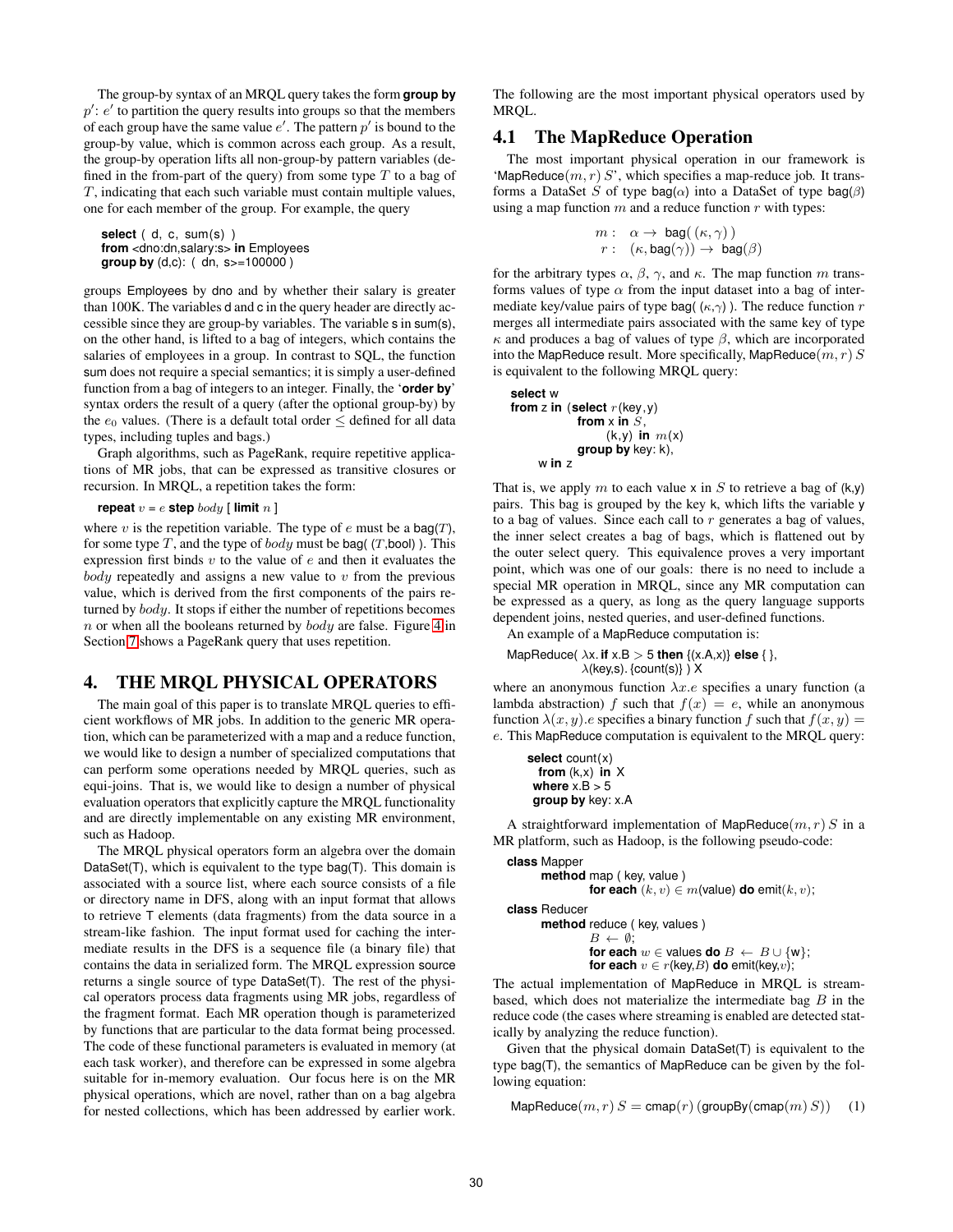The group-by syntax of an MRQL query takes the form **group by** $p'$: $e'$ to partition the query results into groups so that the members of each group have the same value $e'$. The pattern $p'$ is bound to the group-by value, which is common across each group. As a result, the group-by operation lifts all non-group-by pattern variables (defined in the from-part of the query) from some type $T$ to a bag of $T$, indicating that each such variable must contain multiple values, one for each member of the group. For example, the query

```
select ( d, c, sum(s) )
from <dno:dn,salary:s> in Employees
group by (d,c): ( dn, s>=100000 )
```

groups Employees by dno and by whether their salary is greater than 100K. The variables d and c in the query header are directly accessible since they are group-by variables. The variable s in sum(s), on the other hand, is lifted to a bag of integers, which contains the salaries of employees in a group. In contrast to SQL, the function sum does not require a special semantics; it is simply a user-defined function from a bag of integers to an integer. Finally, the '**order by**' syntax orders the result of a query (after the optional group-by) by the $e_0$ values. (There is a default total order $\leq$ defined for all data types, including tuples and bags.)

Graph algorithms, such as PageRank, require repetitive applications of MR jobs, that can be expressed as transitive closures or recursion. In MRQL, a repetition takes the form:

**repeat** $v$ = $e$ **step** $body$ [ **limit** $n$ ]

where $v$ is the repetition variable. The type of $e$ must be a bag($T$), for some type $T$, and the type of $body$ must be bag( ($T$,bool) ). This expression first binds $v$ to the value of $e$ and then it evaluates the $body$ repeatedly and assigns a new value to $v$ from the previous value, which is derived from the first components of the pairs returned by $body$. It stops if either the number of repetitions becomes $n$ or when all the booleans returned by $body$ are false. Figure 4 in Section 7 shows a PageRank query that uses repetition.

## 4. THE MRQL PHYSICAL OPERATORS

The main goal of this paper is to translate MRQL queries to efficient workflows of MR jobs. In addition to the generic MR operation, which can be parameterized with a map and a reduce function, we would like to design a number of specialized computations that can perform some operations needed by MRQL queries, such as equi-joins. That is, we would like to design a number of physical evaluation operators that explicitly capture the MRQL functionality and are directly implementable on any existing MR environment, such as Hadoop.

The MRQL physical operators form an algebra over the domain DataSet(T), which is equivalent to the type bag(T). This domain is associated with a source list, where each source consists of a file or directory name in DFS, along with an input format that allows to retrieve T elements (data fragments) from the data source in a stream-like fashion. The input format used for caching the intermediate results in the DFS is a sequence file (a binary file) that contains the data in serialized form. The MRQL expression source returns a single source of type DataSet(T). The rest of the physical operators process data fragments using MR jobs, regardless of the fragment format. Each MR operation though is parameterized by functions that are particular to the data format being processed. The code of these functional parameters is evaluated in memory (at each task worker), and therefore can be expressed in some algebra suitable for in-memory evaluation. Our focus here is on the MR physical operations, which are novel, rather than on a bag algebra for nested collections, which has been addressed by earlier work.

The following are the most important physical operators used by MRQL.

### 4.1 The MapReduce Operation

The most important physical operation in our framework is 'MapReduce$(m, r)\, S$', which specifies a map-reduce job. It transforms a DataSet $S$ of type bag($\alpha$) into a DataSet of type bag($\beta$) using a map function $m$ and a reduce function $r$ with types:

$$m: \quad \alpha \rightarrow \text{bag}(\,(\kappa, \gamma)\,)$$
$$r: \quad (\kappa, \text{bag}(\gamma)) \rightarrow \text{bag}(\beta)$$

for the arbitrary types $\alpha$, $\beta$, $\gamma$, and $\kappa$. The map function $m$ transforms values of type $\alpha$ from the input dataset into a bag of intermediate key/value pairs of type bag( ($\kappa$,$\gamma$) ). The reduce function $r$ merges all intermediate pairs associated with the same key of type $\kappa$ and produces a bag of values of type $\beta$, which are incorporated into the MapReduce result. More specifically, MapReduce$(m, r)\, S$ is equivalent to the following MRQL query:

```
select w
from z in (select r(key,y)
           from x in S,
                (k,y) in m(x)
           group by key: k),
     w in z
```

That is, we apply $m$ to each value x in $S$ to retrieve a bag of (k,y) pairs. This bag is grouped by the key k, which lifts the variable y to a bag of values. Since each call to $r$ generates a bag of values, the inner select creates a bag of bags, which is flattened out by the outer select query. This equivalence proves a very important point, which was one of our goals: there is no need to include a special MR operation in MRQL, since any MR computation can be expressed as a query, as long as the query language supports dependent joins, nested queries, and user-defined functions.

An example of a MapReduce computation is:

MapReduce( $\lambda$x. **if** x.B $>$ 5 **then** {(x.A,x)} **else** { },
$\lambda$(key,s). {count(s)} ) X

where an anonymous function $\lambda x.e$ specifies a unary function (a lambda abstraction) $f$ such that $f(x) = e$, while an anonymous function $\lambda(x, y).e$ specifies a binary function $f$ such that $f(x, y) = e$. This MapReduce computation is equivalent to the MRQL query:

```
select count(x)
from (k,x) in X
where x.B > 5
group by key: x.A
```

A straightforward implementation of MapReduce$(m, r)\, S$ in a MR platform, such as Hadoop, is the following pseudo-code:

```
class Mapper
    method map ( key, value )
        for each (k, v) ∈ m(value) do emit(k, v);
class Reducer
    method reduce ( key, values )
        B ← ∅;
        for each w ∈ values do B ← B ∪ {w};
        for each v ∈ r(key,B) do emit(key,v);
```

The actual implementation of MapReduce in MRQL is stream-based, which does not materialize the intermediate bag $B$ in the reduce code (the cases where streaming is enabled are detected statically by analyzing the reduce function).

Given that the physical domain DataSet(T) is equivalent to the type bag(T), the semantics of MapReduce can be given by the following equation:

$$\text{MapReduce}(m, r)\, S = \text{cmap}(r)\,(\text{groupBy}(\text{cmap}(m)\, S)) \quad (1)$$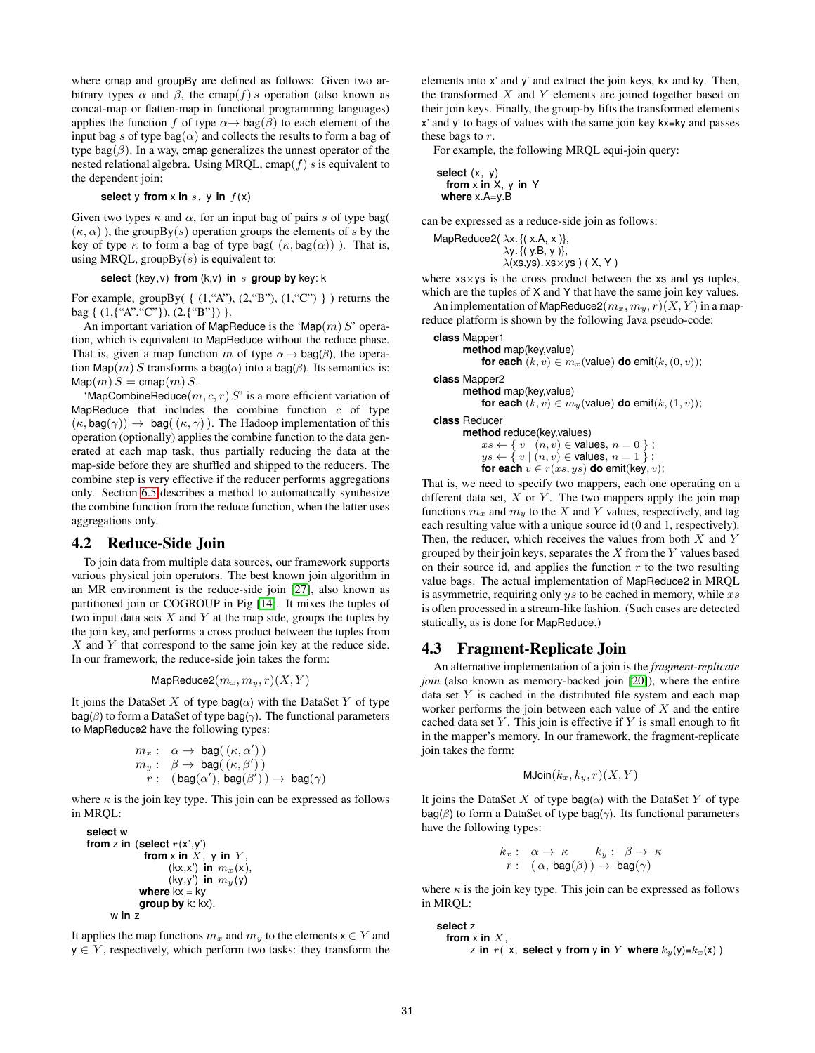where cmap and groupBy are defined as follows: Given two arbitrary types $\alpha$ and $\beta$, the cmap$(f)\,s$ operation (also known as concat-map or flatten-map in functional programming languages) applies the function $f$ of type $\alpha \rightarrow$ bag$(\beta)$ to each element of the input bag $s$ of type bag$(\alpha)$ and collects the results to form a bag of type bag$(\beta)$. In a way, cmap generalizes the unnest operator of the nested relational algebra. Using MRQL, cmap$(f)\,s$ is equivalent to the dependent join:

```
select y from x in s, y in f(x)
```

Given two types $\kappa$ and $\alpha$, for an input bag of pairs $s$ of type bag( $(\kappa, \alpha)$ ), the groupBy$(s)$ operation groups the elements of $s$ by the key of type $\kappa$ to form a bag of type bag( $(\kappa, \text{bag}(\alpha))$ ). That is, using MRQL, groupBy$(s)$ is equivalent to:

```
select (key,v) from (k,v) in s group by key: k
```

For example, groupBy( { (1,"A"), (2,"B"), (1,"C") } ) returns the bag { (1,{"A","C"}), (2,{"B"}) }.

An important variation of MapReduce is the 'Map$(m)\,S$' operation, which is equivalent to MapReduce without the reduce phase. That is, given a map function $m$ of type $\alpha \rightarrow$ bag$(\beta)$, the operation Map$(m)\,S$ transforms a bag$(\alpha)$ into a bag$(\beta)$. Its semantics is: Map$(m)\,S$ = cmap$(m)\,S$.

'MapCombineReduce$(m, c, r)\,S$' is a more efficient variation of MapReduce that includes the combine function $c$ of type $(\kappa, \text{bag}(\gamma)) \rightarrow$ bag( $(\kappa, \gamma)$ ). The Hadoop implementation of this operation (optionally) applies the combine function to the data generated at each map task, thus partially reducing the data at the map-side before they are shuffled and shipped to the reducers. The combine step is very effective if the reducer performs aggregations only. Section 6.5 describes a method to automatically synthesize the combine function from the reduce function, when the latter uses aggregations only.

## 4.2 Reduce-Side Join

To join data from multiple data sources, our framework supports various physical join operators. The best known join algorithm in an MR environment is the reduce-side join [27], also known as partitioned join or COGROUP in Pig [14]. It mixes the tuples of two input data sets $X$ and $Y$ at the map side, groups the tuples by the join key, and performs a cross product between the tuples from $X$ and $Y$ that correspond to the same join key at the reduce side. In our framework, the reduce-side join takes the form:

$$\text{MapReduce2}(m_x, m_y, r)(X, Y)$$

It joins the DataSet $X$ of type bag$(\alpha)$ with the DataSet $Y$ of type bag$(\beta)$ to form a DataSet of type bag$(\gamma)$. The functional parameters to MapReduce2 have the following types:

$$\begin{aligned} m_x &: \ \alpha \rightarrow \text{bag}(\,(\kappa, \alpha')\,) \\ m_y &: \ \beta \rightarrow \text{bag}(\,(\kappa, \beta')\,) \\ r &: \ (\text{bag}(\alpha'),\, \text{bag}(\beta')\,) \rightarrow \text{bag}(\gamma) \end{aligned}$$

where $\kappa$ is the join key type. This join can be expressed as follows in MRQL:

```
select w
from z in (select r(x',y')
             from x in X, y in Y,
                  (kx,x') in m_x(x),
                  (ky,y') in m_y(y)
             where kx = ky
             group by k: kx),
     w in z
```

It applies the map functions $m_x$ and $m_y$ to the elements x $\in Y$ and y $\in Y$, respectively, which perform two tasks: they transform the elements into x' and y' and extract the join keys, kx and ky. Then, the transformed $X$ and $Y$ elements are joined together based on their join keys. Finally, the group-by lifts the transformed elements x' and y' to bags of values with the same join key kx=ky and passes these bags to $r$.

For example, the following MRQL equi-join query:

```
select (x, y)
  from x in X, y in Y
 where x.A=y.B
```

can be expressed as a reduce-side join as follows:

```
MapReduce2( λx. {( x.A, x )},
            λy. {( y.B, y )},
            λ(xs,ys). xs×ys ) ( X, Y )
```

where xs$\times$ys is the cross product between the xs and ys tuples, which are the tuples of X and Y that have the same join key values.

An implementation of MapReduce2$(m_x, m_y, r)(X, Y)$ in a map-reduce platform is shown by the following Java pseudo-code:

```
class Mapper1
    method map(key,value)
        for each (k, v) ∈ m_x(value) do emit(k, (0, v));
class Mapper2
    method map(key,value)
        for each (k, v) ∈ m_y(value) do emit(k, (1, v));
class Reducer
    method reduce(key,values)
        xs ← { v | (n, v) ∈ values, n = 0 } ;
        ys ← { v | (n, v) ∈ values, n = 1 } ;
        for each v ∈ r(xs, ys) do emit(key, v);
```

That is, we need to specify two mappers, each one operating on a different data set, $X$ or $Y$. The two mappers apply the join map functions $m_x$ and $m_y$ to the $X$ and $Y$ values, respectively, and tag each resulting value with a unique source id (0 and 1, respectively). Then, the reducer, which receives the values from both $X$ and $Y$ grouped by their join keys, separates the $X$ from the $Y$ values based on their source id, and applies the function $r$ to the two resulting value bags. The actual implementation of MapReduce2 in MRQL is asymmetric, requiring only $ys$ to be cached in memory, while $xs$ is often processed in a stream-like fashion. (Such cases are detected statically, as is done for MapReduce.)

## 4.3 Fragment-Replicate Join

An alternative implementation of a join is the *fragment-replicate join* (also known as memory-backed join [20]), where the entire data set $Y$ is cached in the distributed file system and each map worker performs the join between each value of $X$ and the entire cached data set $Y$. This join is effective if $Y$ is small enough to fit in the mapper's memory. In our framework, the fragment-replicate join takes the form:

$$\text{MJoin}(k_x, k_y, r)(X, Y)$$

It joins the DataSet $X$ of type bag$(\alpha)$ with the DataSet $Y$ of type bag$(\beta)$ to form a DataSet of type bag$(\gamma)$. Its functional parameters have the following types:

$$k_x : \ \alpha \rightarrow \kappa \qquad k_y : \ \beta \rightarrow \kappa$$
$$r : \ (\,\alpha,\, \text{bag}(\beta)\,) \rightarrow \text{bag}(\gamma)$$

where $\kappa$ is the join key type. This join can be expressed as follows in MRQL:

```
select z
  from x in X,
       z in r( x, select y from y in Y where k_y(y)=k_x(x) )
```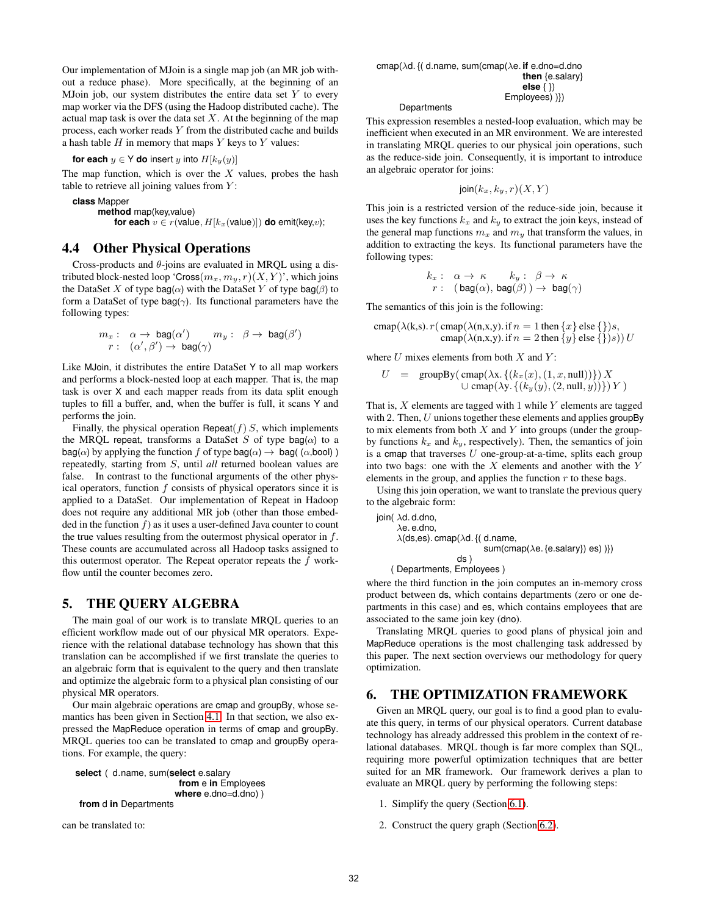Our implementation of MJoin is a single map job (an MR job without a reduce phase). More specifically, at the beginning of an MJoin job, our system distributes the entire data set $Y$ to every map worker via the DFS (using the Hadoop distributed cache). The actual map task is over the data set $X$. At the beginning of the map process, each worker reads $Y$ from the distributed cache and builds a hash table $H$ in memory that maps $Y$ keys to $Y$ values:

```
for each y ∈ Y do insert y into H[k_y(y)]
```

The map function, which is over the $X$ values, probes the hash table to retrieve all joining values from $Y$:

```
class Mapper
    method map(key,value)
        for each v ∈ r(value, H[k_x(value)]) do emit(key,v);
```

### 4.4 Other Physical Operations

Cross-products and $\theta$-joins are evaluated in MRQL using a distributed block-nested loop 'Cross$(m_x, m_y, r)(X, Y)$', which joins the DataSet $X$ of type bag$(\alpha)$ with the DataSet $Y$ of type bag$(\beta)$ to form a DataSet of type bag$(\gamma)$. Its functional parameters have the following types:

$$m_x: \ \alpha \rightarrow \text{bag}(\alpha') \qquad m_y: \ \beta \rightarrow \text{bag}(\beta')$$
$$r: \ (\alpha', \beta') \rightarrow \text{bag}(\gamma)$$

Like MJoin, it distributes the entire DataSet Y to all map workers and performs a block-nested loop at each mapper. That is, the map task is over X and each mapper reads from its data split enough tuples to fill a buffer, and, when the buffer is full, it scans Y and performs the join.

Finally, the physical operation Repeat$(f)\, S$, which implements the MRQL repeat, transforms a DataSet $S$ of type bag$(\alpha)$ to a bag$(\alpha)$ by applying the function $f$ of type bag$(\alpha) \rightarrow$ bag( $(\alpha$,bool) ) repeatedly, starting from $S$, until *all* returned boolean values are false. In contrast to the functional arguments of the other physical operators, function $f$ consists of physical operators since it is applied to a DataSet. Our implementation of Repeat in Hadoop does not require any additional MR job (other than those embedded in the function $f$) as it uses a user-defined Java counter to count the true values resulting from the outermost physical operator in $f$. These counts are accumulated across all Hadoop tasks assigned to this outermost operator. The Repeat operator repeats the $f$ workflow until the counter becomes zero.

## 5. THE QUERY ALGEBRA

The main goal of our work is to translate MRQL queries to an efficient workflow made out of our physical MR operators. Experience with the relational database technology has shown that this translation can be accomplished if we first translate the queries to an algebraic form that is equivalent to the query and then translate and optimize the algebraic form to a physical plan consisting of our physical MR operators.

Our main algebraic operators are cmap and groupBy, whose semantics has been given in Section 4.1. In that section, we also expressed the MapReduce operation in terms of cmap and groupBy. MRQL queries too can be translated to cmap and groupBy operations. For example, the query:

```
select ( d.name, sum(select e.salary
                     from e in Employees
                     where e.dno=d.dno) )
from d in Departments
```

can be translated to:

```
cmap(λd. {( d.name, sum(cmap(λe. if e.dno=d.dno
                                  then {e.salary}
                                  else { })
                             Employees) )})
     Departments
```

This expression resembles a nested-loop evaluation, which may be inefficient when executed in an MR environment. We are interested in translating MRQL queries to our physical join operations, such as the reduce-side join. Consequently, it is important to introduce an algebraic operator for joins:

$$\text{join}(k_x, k_y, r)(X, Y)$$

This join is a restricted version of the reduce-side join, because it uses the key functions $k_x$ and $k_y$ to extract the join keys, instead of the general map functions $m_x$ and $m_y$ that transform the values, in addition to extracting the keys. Its functional parameters have the following types:

$$k_x: \ \alpha \rightarrow \kappa \qquad k_y: \ \beta \rightarrow \kappa$$
$$r: \ (\text{bag}(\alpha), \text{bag}(\beta)) \rightarrow \text{bag}(\gamma)$$

The semantics of this join is the following:

$$\text{cmap}(\lambda(\text{k,s}).\, r(\,\text{cmap}(\lambda(\text{n,x,y}).\,\text{if}\, n=1\,\text{then}\,\{x\}\,\text{else}\,\{\})s,\; \text{cmap}(\lambda(\text{n,x,y}).\,\text{if}\, n=2\,\text{then}\,\{y\}\,\text{else}\,\{\})s))\, U$$

where $U$ mixes elements from both $X$ and $Y$:

$$U \;=\; \text{groupBy}(\,\text{cmap}(\lambda\text{x}.\,\{(k_x(x),(1,x,\text{null}))\})\,X \;\cup\; \text{cmap}(\lambda\text{y}.\,\{(k_y(y),(2,\text{null},y))\})\,Y\,)$$

That is, $X$ elements are tagged with 1 while $Y$ elements are tagged with 2. Then, $U$ unions together these elements and applies groupBy to mix elements from both $X$ and $Y$ into groups (under the group-by functions $k_x$ and $k_y$, respectively). Then, the semantics of join is a cmap that traverses $U$ one-group-at-a-time, splits each group into two bags: one with the $X$ elements and another with the $Y$ elements in the group, and applies the function $r$ to these bags.

Using this join operation, we want to translate the previous query to the algebraic form:

```
join( λd. d.dno,
      λe. e.dno,
      λ(ds,es). cmap(λd. {( d.name,
                            sum(cmap(λe. {e.salary}) es) )})
                     ds )
    ( Departments, Employees )
```

where the third function in the join computes an in-memory cross product between ds, which contains departments (zero or one departments in this case) and es, which contains employees that are associated to the same join key (dno).

Translating MRQL queries to good plans of physical join and MapReduce operations is the most challenging task addressed by this paper. The next section overviews our methodology for query optimization.

## 6. THE OPTIMIZATION FRAMEWORK

Given an MRQL query, our goal is to find a good plan to evaluate this query, in terms of our physical operators. Current database technology has already addressed this problem in the context of relational databases. MRQL though is far more complex than SQL, requiring more powerful optimization techniques that are better suited for an MR framework. Our framework derives a plan to evaluate an MRQL query by performing the following steps:

1. Simplify the query (Section 6.1).
2. Construct the query graph (Section 6.2).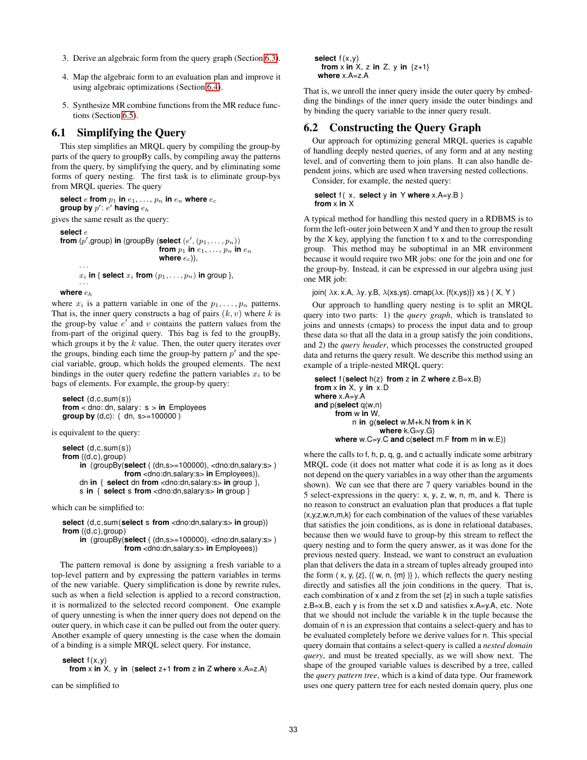3. Derive an algebraic form from the query graph (Section 6.3).
4. Map the algebraic form to an evaluation plan and improve it using algebraic optimizations (Section 6.4).
5. Synthesize MR combine functions from the MR reduce functions (Section 6.5).

## 6.1 Simplifying the Query

This step simplifies an MRQL query by compiling the group-by parts of the query to groupBy calls, by compiling away the patterns from the query, by simplifying the query, and by eliminating some forms of query nesting. The first task is to eliminate group-bys from MRQL queries. The query

**select** $e$ **from** $p_1$ **in** $e_1, \ldots, p_n$ **in** $e_n$ **where** $e_c$
**group by** $p'$: $e'$ **having** $e_h$

gives the same result as the query:

**select** $e$
**from** ($p'$,group) **in** (groupBy (**select** ($e'$, $(p_1, \ldots, p_n)$)
  **from** $p_1$ **in** $e_1, \ldots, p_n$ **in** $e_n$
  **where** $e_c$)),
  ...
  $x_i$ **in** { **select** $x_i$ **from** $(p_1, \ldots, p_n)$ **in** group },
  ...
**where** $e_h$

where $x_i$ is a pattern variable in one of the $p_1, \ldots, p_n$ patterns. That is, the inner query constructs a bag of pairs $(k, v)$ where $k$ is the group-by value $e'$ and $v$ contains the pattern values from the from-part of the original query. This bag is fed to the groupBy, which groups it by the $k$ value. Then, the outer query iterates over the groups, binding each time the group-by pattern $p'$ and the special variable, group, which holds the grouped elements. The next bindings in the outer query redefine the pattern variables $x_i$ to be bags of elements. For example, the group-by query:

```
select (d,c,sum(s))
from < dno: dn, salary: s > in Employees
group by (d,c): ( dn, s>=100000 )
```

is equivalent to the query:

```
select (d,c,sum(s))
from ((d,c),group)
     in (groupBy(select ( (dn,s>=100000), <dno:dn,salary:s> )
                 from <dno:dn,salary:s> in Employees)),
     dn in { select dn from <dno:dn,salary:s> in group },
     s in { select s from <dno:dn,salary:s> in group }
```

which can be simplified to:

```
select (d,c,sum(select s from <dno:dn,salary:s> in group))
from ((d,c),group)
     in (groupBy(select ( (dn,s>=100000), <dno:dn,salary:s> )
                 from <dno:dn,salary:s> in Employees))
```

The pattern removal is done by assigning a fresh variable to a top-level pattern and by expressing the pattern variables in terms of the new variable. Query simplification is done by rewrite rules, such as when a field selection is applied to a record construction, it is normalized to the selected record component. One example of query unnesting is when the inner query does not depend on the outer query, in which case it can be pulled out from the outer query. Another example of query unnesting is the case when the domain of a binding is a simple MRQL select query. For instance,

```
select f(x,y)
  from x in X, y in (select z+1 from z in Z where x.A=z.A)
```

can be simplified to

```
select f(x,y)
  from x in X, z in Z, y in {z+1}
 where x.A=z.A
```

That is, we unroll the inner query inside the outer query by embedding the bindings of the inner query inside the outer bindings and by binding the query variable to the inner query result.

## 6.2 Constructing the Query Graph

Our approach for optimizing general MRQL queries is capable of handling deeply nested queries, of any form and at any nesting level, and of converting them to join plans. It can also handle dependent joins, which are used when traversing nested collections.

Consider, for example, the nested query:

```
select f( x, select y in Y where x.A=y.B )
from x in X
```

A typical method for handling this nested query in a RDBMS is to form the left-outer join between X and Y and then to group the result by the X key, applying the function f to x and to the corresponding group. This method may be suboptimal in an MR environment because it would require two MR jobs: one for the join and one for the group-by. Instead, it can be expressed in our algebra using just one MR job:

join( λx. x.A, λy. y.B, λ(xs,ys). cmap(λx. {f(x,ys)}) xs ) ( X, Y )

Our approach to handling query nesting is to split an MRQL query into two parts: 1) the *query graph*, which is translated to joins and unnests (cmaps) to process the input data and to group these data so that all the data in a group satisfy the join conditions, and 2) the *query header*, which processes the constructed grouped data and returns the query result. We describe this method using an example of a triple-nested MRQL query:

```
select f(select h(z) from z in Z where z.B=x.B)
from x in X, y in x.D
where x.A=y.A
and p(select q(w,n)
        from w in W,
             n in g(select w.M+k.N from k in K
                     where k.G=y.G)
        where w.C=y.C and c(select m.F from m in w.E))
```

where the calls to f, h, p, q, g, and c actually indicate some arbitrary MRQL code (it does not matter what code it is as long as it does not depend on the query variables in a way other than the arguments shown). We can see that there are 7 query variables bound in the 5 select-expressions in the query: x, y, z, w, n, m, and k. There is no reason to construct an evaluation plan that produces a flat tuple (x,y,z,w,n,m,k) for each combination of the values of these variables that satisfies the join conditions, as is done in relational databases, because then we would have to group-by this stream to reflect the query nesting and to form the query answer, as it was done for the previous nested query. Instead, we want to construct an evaluation plan that delivers the data in a stream of tuples already grouped into the form ( x, y, {z}, {( w, n, {m} )} ), which reflects the query nesting directly and satisfies all the join conditions in the query. That is, each combination of x and z from the set {z} in such a tuple satisfies z.B=x.B, each y is from the set x.D and satisfies x.A=y.A, etc. Note that we should not include the variable k in the tuple because the domain of n is an expression that contains a select-query and has to be evaluated completely before we derive values for n. This special query domain that contains a select-query is called a *nested domain query*, and must be treated specially, as we will show next. The shape of the grouped variable values is described by a tree, called the *query pattern tree*, which is a kind of data type. Our framework uses one query pattern tree for each nested domain query, plus one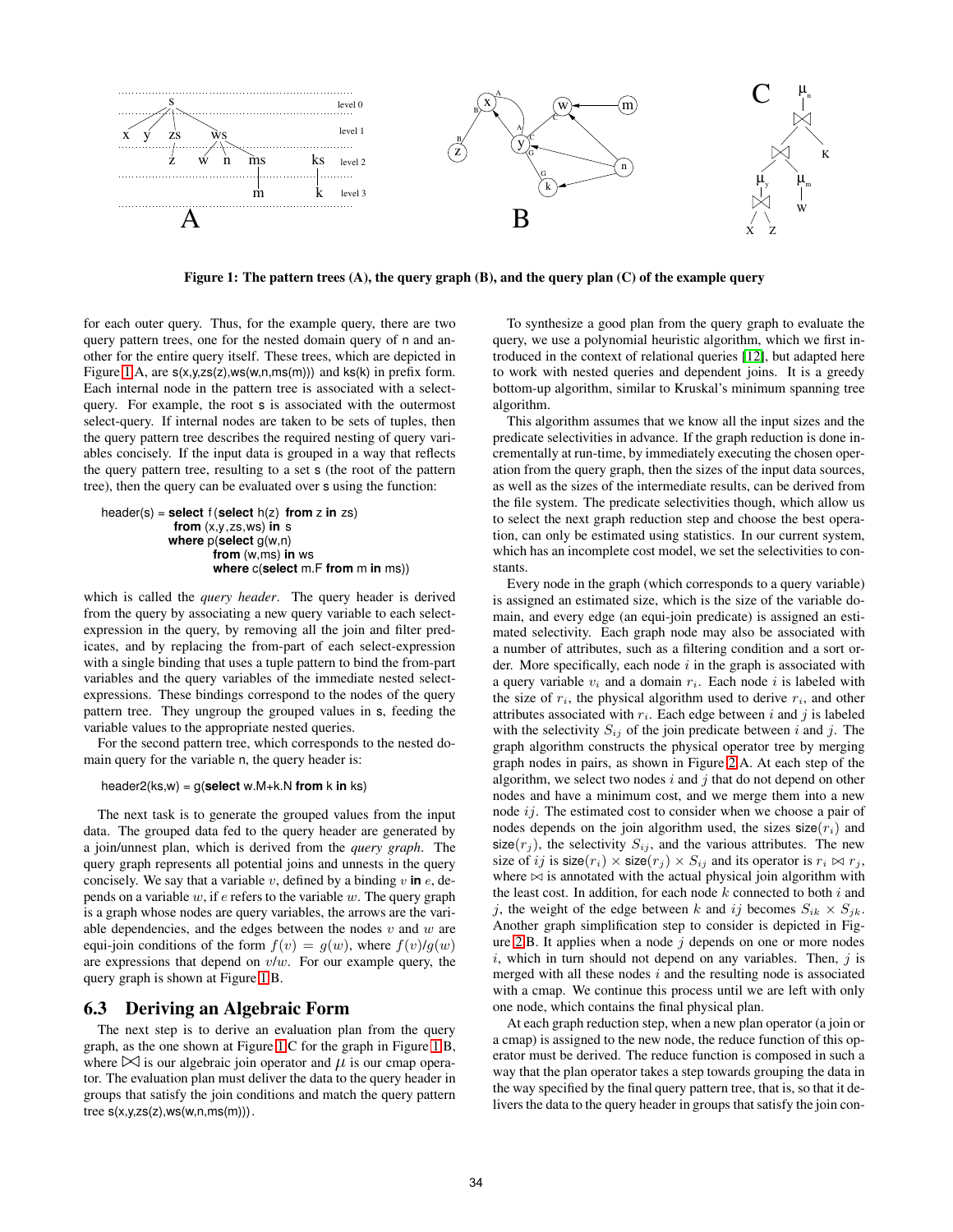Figure 1: The pattern trees (A), the query graph (B), and the query plan (C) of the example query

for each outer query. Thus, for the example query, there are two query pattern trees, one for the nested domain query of n and another for the entire query itself. These trees, which are depicted in Figure 1.A, are s(x,y,zs(z),ws(w,n,ms(m))) and ks(k) in prefix form. Each internal node in the pattern tree is associated with a select-query. For example, the root s is associated with the outermost select-query. If internal nodes are taken to be sets of tuples, then the query pattern tree describes the required nesting of query variables concisely. If the input data is grouped in a way that reflects the query pattern tree, resulting to a set s (the root of the pattern tree), then the query can be evaluated over s using the function:

```
header(s) = select f(select h(z) from z in zs)
            from (x,y,zs,ws) in s
            where p(select g(w,n)
                    from (w,ms) in ws
                    where c(select m.F from m in ms))
```

which is called the *query header*. The query header is derived from the query by associating a new query variable to each select-expression in the query, by removing all the join and filter predicates, and by replacing the from-part of each select-expression with a single binding that uses a tuple pattern to bind the from-part variables and the query variables of the immediate nested select-expressions. These bindings correspond to the nodes of the query pattern tree. They ungroup the grouped values in s, feeding the variable values to the appropriate nested queries.

For the second pattern tree, which corresponds to the nested domain query for the variable n, the query header is:

```
header2(ks,w) = g(select w.M+k.N from k in ks)
```

The next task is to generate the grouped values from the input data. The grouped data fed to the query header are generated by a join/unnest plan, which is derived from the *query graph*. The query graph represents all potential joins and unnests in the query concisely. We say that a variable $v$, defined by a binding $v$ **in** $e$, depends on a variable $w$, if $e$ refers to the variable $w$. The query graph is a graph whose nodes are query variables, the arrows are the variable dependencies, and the edges between the nodes $v$ and $w$ are equi-join conditions of the form $f(v) = g(w)$, where $f(v)/g(w)$ are expressions that depend on $v/w$. For our example query, the query graph is shown at Figure 1.B.

## 6.3 Deriving an Algebraic Form

The next step is to derive an evaluation plan from the query graph, as the one shown at Figure 1.C for the graph in Figure 1.B, where $\bowtie$ is our algebraic join operator and $\mu$ is our cmap operator. The evaluation plan must deliver the data to the query header in groups that satisfy the join conditions and match the query pattern tree s(x,y,zs(z),ws(w,n,ms(m))).

To synthesize a good plan from the query graph to evaluate the query, we use a polynomial heuristic algorithm, which we first introduced in the context of relational queries [12], but adapted here to work with nested queries and dependent joins. It is a greedy bottom-up algorithm, similar to Kruskal's minimum spanning tree algorithm.

This algorithm assumes that we know all the input sizes and the predicate selectivities in advance. If the graph reduction is done incrementally at run-time, by immediately executing the chosen operation from the query graph, then the sizes of the input data sources, as well as the sizes of the intermediate results, can be derived from the file system. The predicate selectivities though, which allow us to select the next graph reduction step and choose the best operation, can only be estimated using statistics. In our current system, which has an incomplete cost model, we set the selectivities to constants.

Every node in the graph (which corresponds to a query variable) is assigned an estimated size, which is the size of the variable domain, and every edge (an equi-join predicate) is assigned an estimated selectivity. Each graph node may also be associated with a number of attributes, such as a filtering condition and a sort order. More specifically, each node $i$ in the graph is associated with a query variable $v_i$ and a domain $r_i$. Each node $i$ is labeled with the size of $r_i$, the physical algorithm used to derive $r_i$, and other attributes associated with $r_i$. Each edge between $i$ and $j$ is labeled with the selectivity $S_{ij}$ of the join predicate between $i$ and $j$. The graph algorithm constructs the physical operator tree by merging graph nodes in pairs, as shown in Figure 2.A. At each step of the algorithm, we select two nodes $i$ and $j$ that do not depend on other nodes and have a minimum cost, and we merge them into a new node $ij$. The estimated cost to consider when we choose a pair of nodes depends on the join algorithm used, the sizes $\mathsf{size}(r_i)$ and $\mathsf{size}(r_j)$, the selectivity $S_{ij}$, and the various attributes. The new size of $ij$ is $\mathsf{size}(r_i) \times \mathsf{size}(r_j) \times S_{ij}$ and its operator is $r_i \bowtie r_j$, where $\bowtie$ is annotated with the actual physical join algorithm with the least cost. In addition, for each node $k$ connected to both $i$ and $j$, the weight of the edge between $k$ and $ij$ becomes $S_{ik} \times S_{jk}$. Another graph simplification step to consider is depicted in Figure 2.B. It applies when a node $j$ depends on one or more nodes $i$, which in turn should not depend on any variables. Then, $j$ is merged with all these nodes $i$ and the resulting node is associated with a cmap. We continue this process until we are left with only one node, which contains the final physical plan.

At each graph reduction step, when a new plan operator (a join or a cmap) is assigned to the new node, the reduce function of this operator must be derived. The reduce function is composed in such a way that the plan operator takes a step towards grouping the data in the way specified by the final query pattern tree, that is, so that it delivers the data to the query header in groups that satisfy the join con-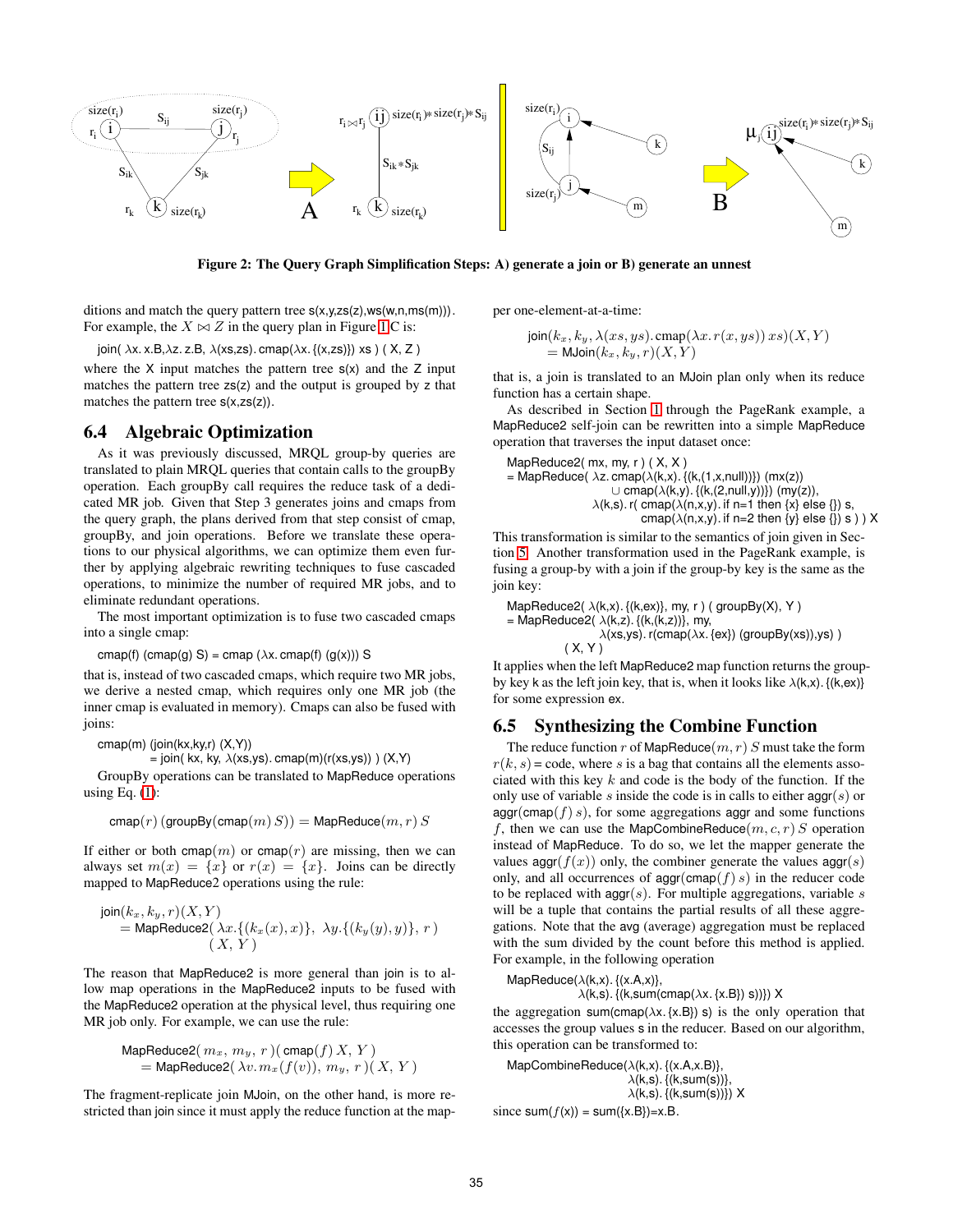**Figure 2: The Query Graph Simplification Steps: A) generate a join or B) generate an unnest**

ditions and match the query pattern tree s(x,y,zs(z),ws(w,n,ms(m))). For example, the $X \bowtie Z$ in the query plan in Figure 1C is:

join( λx. x.B,λz. z.B, λ(xs,zs). cmap(λx. {(x,zs)}) xs ) ( X, Z )

where the X input matches the pattern tree s(x) and the Z input matches the pattern tree zs(z) and the output is grouped by z that matches the pattern tree s(x,zs(z)).

## 6.4 Algebraic Optimization

As it was previously discussed, MRQL group-by queries are translated to plain MRQL queries that contain calls to the groupBy operation. Each groupBy call requires the reduce task of a dedicated MR job. Given that Step 3 generates joins and cmaps from the query graph, the plans derived from that step consist of cmap, groupBy, and join operations. Before we translate these operations to our physical algorithms, we can optimize them even further by applying algebraic rewriting techniques to fuse cascaded operations, to minimize the number of required MR jobs, and to eliminate redundant operations.

The most important optimization is to fuse two cascaded cmaps into a single cmap:

cmap(f) (cmap(g) S) = cmap (λx. cmap(f) (g(x))) S

that is, instead of two cascaded cmaps, which require two MR jobs, we derive a nested cmap, which requires only one MR job (the inner cmap is evaluated in memory). Cmaps can also be fused with joins:

cmap(m) (join(kx,ky,r) (X,Y))
    = join( kx, ky, λ(xs,ys). cmap(m)(r(xs,ys)) ) (X,Y)

GroupBy operations can be translated to MapReduce operations using Eq. (1):

$$\mathsf{cmap}(r)\;(\mathsf{groupBy}(\mathsf{cmap}(m)\;S)) = \mathsf{MapReduce}(m, r)\;S$$

If either or both $\mathsf{cmap}(m)$ or $\mathsf{cmap}(r)$ are missing, then we can always set $m(x) = \{x\}$ or $r(x) = \{x\}$. Joins can be directly mapped to MapReduce2 operations using the rule:

$$\begin{aligned}&\mathsf{join}(k_x, k_y, r)(X, Y)\\ &\quad = \mathsf{MapReduce2}(\,\lambda x.\{(k_x(x), x)\},\ \lambda y.\{(k_y(y), y)\},\ r\,)\\ &\qquad\qquad (\,X,\,Y\,)\end{aligned}$$

The reason that MapReduce2 is more general than join is to allow map operations in the MapReduce2 inputs to be fused with the MapReduce2 operation at the physical level, thus requiring one MR job only. For example, we can use the rule:

$$\begin{aligned}&\mathsf{MapReduce2}(\,m_x,\,m_y,\,r\,)(\,\mathsf{cmap}(f)\,X,\,Y\,)\\ &\quad = \mathsf{MapReduce2}(\,\lambda v.\,m_x(f(v)),\,m_y,\,r\,)(\,X,\,Y\,)\end{aligned}$$

The fragment-replicate join MJoin, on the other hand, is more restricted than join since it must apply the reduce function at the mapper one-element-at-a-time:

$$\begin{aligned}&\mathsf{join}(k_x, k_y, \lambda(xs, ys).\,\mathsf{cmap}(\lambda x.\,r(x, ys))\;xs)(X, Y)\\ &\quad = \mathsf{MJoin}(k_x, k_y, r)(X, Y)\end{aligned}$$

that is, a join is translated to an MJoin plan only when its reduce function has a certain shape.

As described in Section 1 through the PageRank example, a MapReduce2 self-join can be rewritten into a simple MapReduce operation that traverses the input dataset once:

```
MapReduce2( mx, my, r ) ( X, X )
= MapReduce( λz. cmap(λ(k,x). {(k,(1,x,null))}) (mx(z))
                ∪ cmap(λ(k,y). {(k,(2,null,y))}) (my(z)),
            λ(k,s). r( cmap(λ(n,x,y). if n=1 then {x} else {}) s,
                       cmap(λ(n,x,y). if n=2 then {y} else {}) s ) ) X
```

This transformation is similar to the semantics of join given in Section 5. Another transformation used in the PageRank example, is fusing a group-by with a join if the group-by key is the same as the join key:

```
MapReduce2( λ(k,x). {(k,ex)}, my, r ) ( groupBy(X), Y )
= MapReduce2( λ(k,z). {(k,(k,z))}, my,
              λ(xs,ys). r(cmap(λx. {ex}) (groupBy(xs)),ys) )
      ( X, Y )
```

It applies when the left MapReduce2 map function returns the group-by key k as the left join key, that is, when it looks like λ(k,x). {(k,ex)} for some expression ex.

## 6.5 Synthesizing the Combine Function

The reduce function $r$ of $\mathsf{MapReduce}(m, r)\;S$ must take the form $r(k, s)$ = code, where $s$ is a bag that contains all the elements associated with this key $k$ and code is the body of the function. If the only use of variable $s$ inside the code is in calls to either aggr($s$) or aggr(cmap($f$) $s$), for some aggregations aggr and some functions $f$, then we can use the $\mathsf{MapCombineReduce}(m, c, r)\;S$ operation instead of MapReduce. To do so, we let the mapper generate the values aggr($f(x)$) only, the combiner generate the values aggr($s$) only, and all occurrences of aggr(cmap($f$) $s$) in the reducer code to be replaced with aggr($s$). For multiple aggregations, variable $s$ will be a tuple that contains the partial results of all these aggregations. Note that the avg (average) aggregation must be replaced with the sum divided by the count before this method is applied. For example, in the following operation

```
MapReduce(λ(k,x). {(x.A,x)},
          λ(k,s). {(k,sum(cmap(λx. {x.B}) s))}) X
```

the aggregation sum(cmap(λx. {x.B}) s) is the only operation that accesses the group values s in the reducer. Based on our algorithm, this operation can be transformed to:

```
MapCombineReduce(λ(k,x). {(x.A,x.B)},
                 λ(k,s). {(k,sum(s))},
                 λ(k,s). {(k,sum(s))}) X
```

since sum($f$(x)) = sum({x.B})=x.B.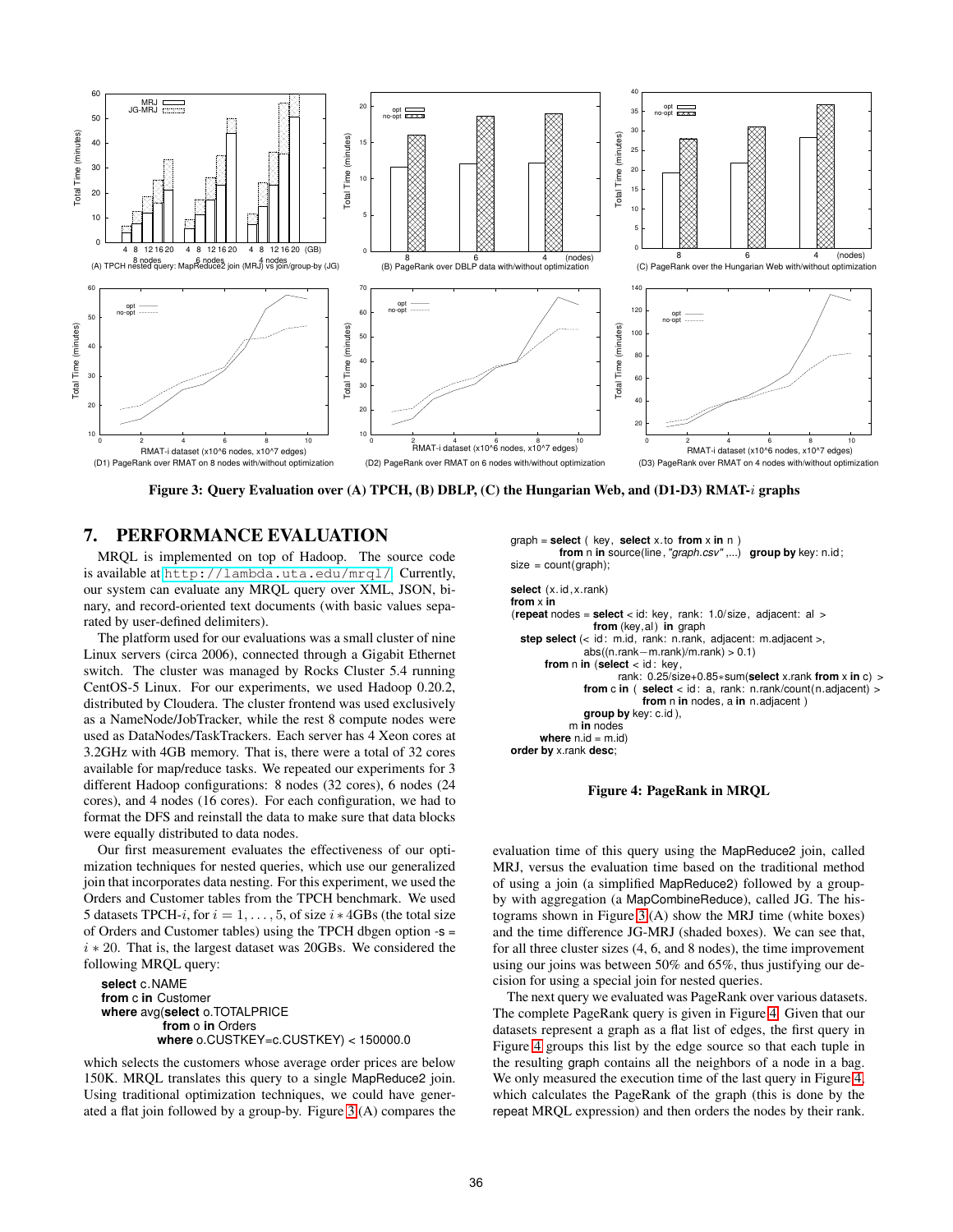Figure 3: Query Evaluation over (A) TPCH, (B) DBLP, (C) the Hungarian Web, and (D1-D3) RMAT-$i$ graphs

## 7. PERFORMANCE EVALUATION

MRQL is implemented on top of Hadoop. The source code is available at http://lambda.uta.edu/mrql/. Currently, our system can evaluate any MRQL query over XML, JSON, binary, and record-oriented text documents (with basic values separated by user-defined delimiters).

The platform used for our evaluations was a small cluster of nine Linux servers (circa 2006), connected through a Gigabit Ethernet switch. The cluster was managed by Rocks Cluster 5.4 running CentOS-5 Linux. For our experiments, we used Hadoop 0.20.2, distributed by Cloudera. The cluster frontend was used exclusively as a NameNode/JobTracker, while the rest 8 compute nodes were used as DataNodes/TaskTrackers. Each server has 4 Xeon cores at 3.2GHz with 4GB memory. That is, there were a total of 32 cores available for map/reduce tasks. We repeated our experiments for 3 different Hadoop configurations: 8 nodes (32 cores), 6 nodes (24 cores), and 4 nodes (16 cores). For each configuration, we had to format the DFS and reinstall the data to make sure that data blocks were equally distributed to data nodes.

Our first measurement evaluates the effectiveness of our optimization techniques for nested queries, which use our generalized join that incorporates data nesting. For this experiment, we used the Orders and Customer tables from the TPCH benchmark. We used 5 datasets TPCH-$i$, for $i = 1, \ldots, 5$, of size $i * 4$GBs (the total size of Orders and Customer tables) using the TPCH dbgen option -s = $i * 20$. That is, the largest dataset was 20GBs. We considered the following MRQL query:

```
select c.NAME
from c in Customer
where avg(select o.TOTALPRICE
          from o in Orders
          where o.CUSTKEY=c.CUSTKEY) < 150000.0
```

which selects the customers whose average order prices are below 150K. MRQL translates this query to a single MapReduce2 join. Using traditional optimization techniques, we could have generated a flat join followed by a group-by. Figure 3(A) compares the evaluation time of this query using the MapReduce2 join, called MRJ, versus the evaluation time based on the traditional method of using a join (a simplified MapReduce2) followed by a group-by with aggregation (a MapCombineReduce), called JG. The histograms shown in Figure 3(A) show the MRJ time (white boxes) and the time difference JG-MRJ (shaded boxes). We can see that, for all three cluster sizes (4, 6, and 8 nodes), the time improvement using our joins was between 50% and 65%, thus justifying our decision for using a special join for nested queries.

```
graph = select ( key, select x.to from x in n )
          from n in source(line,"graph.csv",...)  group by key: n.id;
size = count(graph);

select (x.id,x.rank)
from x in
(repeat nodes = select < id: key, rank: 1.0/size, adjacent: al >
                  from (key,al) in graph
  step select (< id: m.id, rank: n.rank, adjacent: m.adjacent >,
               abs((n.rank−m.rank)/m.rank) > 0.1)
       from n in (select < id: key,
                           rank: 0.25/size+0.85∗sum(select x.rank from x in c) >
                  from c in ( select < id: a, rank: n.rank/count(n.adjacent) >
                              from n in nodes, a in n.adjacent )
                  group by key: c.id ),
            m in nodes
       where n.id = m.id)
order by x.rank desc;
```

Figure 4: PageRank in MRQL

The next query we evaluated was PageRank over various datasets. The complete PageRank query is given in Figure 4. Given that our datasets represent a graph as a flat list of edges, the first query in Figure 4 groups this list by the edge source so that each tuple in the resulting graph contains all the neighbors of a node in a bag. We only measured the execution time of the last query in Figure 4, which calculates the PageRank of the graph (this is done by the repeat MRQL expression) and then orders the nodes by their rank.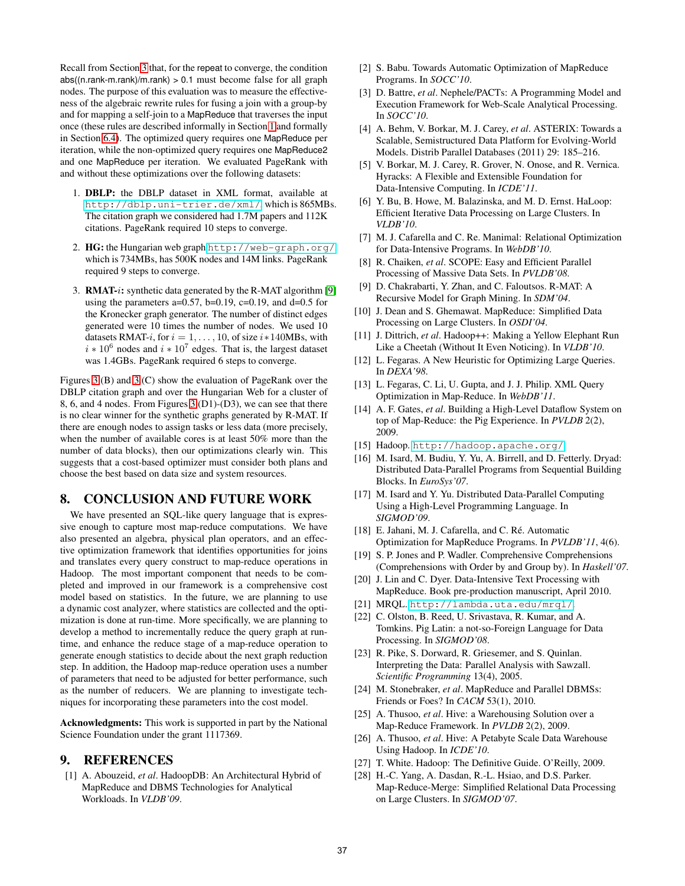Recall from Section 3 that, for the repeat to converge, the condition abs((n.rank-m.rank)/m.rank) > 0.1 must become false for all graph nodes. The purpose of this evaluation was to measure the effectiveness of the algebraic rewrite rules for fusing a join with a group-by and for mapping a self-join to a MapReduce that traverses the input once (these rules are described informally in Section 1 and formally in Section 6.4). The optimized query requires one MapReduce per iteration, while the non-optimized query requires one MapReduce2 and one MapReduce per iteration. We evaluated PageRank with and without these optimizations over the following datasets:

1. **DBLP:** the DBLP dataset in XML format, available at http://dblp.uni-trier.de/xml/ which is 865MBs. The citation graph we considered had 1.7M papers and 112K citations. PageRank required 10 steps to converge.
2. **HG:** the Hungarian web graph http://web-graph.org/ which is 734MBs, has 500K nodes and 14M links. PageRank required 9 steps to converge.
3. **RMAT-$i$:** synthetic data generated by the R-MAT algorithm [9] using the parameters a=0.57, b=0.19, c=0.19, and d=0.5 for the Kronecker graph generator. The number of distinct edges generated were 10 times the number of nodes. We used 10 datasets RMAT-$i$, for $i = 1, \ldots, 10$, of size $i * 140$MBs, with $i * 10^6$ nodes and $i * 10^7$ edges. That is, the largest dataset was 1.4GBs. PageRank required 6 steps to converge.

Figures 3(B) and 3(C) show the evaluation of PageRank over the DBLP citation graph and over the Hungarian Web for a cluster of 8, 6, and 4 nodes. From Figures 3(D1)-(D3), we can see that there is no clear winner for the synthetic graphs generated by R-MAT. If there are enough nodes to assign tasks or less data (more precisely, when the number of available cores is at least 50% more than the number of data blocks), then our optimizations clearly win. This suggests that a cost-based optimizer must consider both plans and choose the best based on data size and system resources.

## 8. CONCLUSION AND FUTURE WORK

We have presented an SQL-like query language that is expressive enough to capture most map-reduce computations. We have also presented an algebra, physical plan operators, and an effective optimization framework that identifies opportunities for joins and translates every query construct to map-reduce operations in Hadoop. The most important component that needs to be completed and improved in our framework is a comprehensive cost model based on statistics. In the future, we are planning to use a dynamic cost analyzer, where statistics are collected and the optimization is done at run-time. More specifically, we are planning to develop a method to incrementally reduce the query graph at run-time, and enhance the reduce stage of a map-reduce operation to generate enough statistics to decide about the next graph reduction step. In addition, the Hadoop map-reduce operation uses a number of parameters that need to be adjusted for better performance, such as the number of reducers. We are planning to investigate techniques for incorporating these parameters into the cost model.

**Acknowledgments:** This work is supported in part by the National Science Foundation under the grant 1117369.

## 9. REFERENCES

[1] A. Abouzeid, *et al*. HadoopDB: An Architectural Hybrid of MapReduce and DBMS Technologies for Analytical Workloads. In *VLDB'09*.

[2] S. Babu. Towards Automatic Optimization of MapReduce Programs. In *SOCC'10*.

[3] D. Battre, *et al*. Nephele/PACTs: A Programming Model and Execution Framework for Web-Scale Analytical Processing. In *SOCC'10*.

[4] A. Behm, V. Borkar, M. J. Carey, *et al*. ASTERIX: Towards a Scalable, Semistructured Data Platform for Evolving-World Models. Distrib Parallel Databases (2011) 29: 185–216.

[5] V. Borkar, M. J. Carey, R. Grover, N. Onose, and R. Vernica. Hyracks: A Flexible and Extensible Foundation for Data-Intensive Computing. In *ICDE'11*.

[6] Y. Bu, B. Howe, M. Balazinska, and M. D. Ernst. HaLoop: Efficient Iterative Data Processing on Large Clusters. In *VLDB'10*.

[7] M. J. Cafarella and C. Re. Manimal: Relational Optimization for Data-Intensive Programs. In *WebDB'10*.

[8] R. Chaiken, *et al*. SCOPE: Easy and Efficient Parallel Processing of Massive Data Sets. In *PVLDB'08*.

[9] D. Chakrabarti, Y. Zhan, and C. Faloutsos. R-MAT: A Recursive Model for Graph Mining. In *SDM'04*.

[10] J. Dean and S. Ghemawat. MapReduce: Simplified Data Processing on Large Clusters. In *OSDI'04*.

[11] J. Dittrich, *et al*. Hadoop++: Making a Yellow Elephant Run Like a Cheetah (Without It Even Noticing). In *VLDB'10*.

[12] L. Fegaras. A New Heuristic for Optimizing Large Queries. In *DEXA'98*.

[13] L. Fegaras, C. Li, U. Gupta, and J. J. Philip. XML Query Optimization in Map-Reduce. In *WebDB'11*.

[14] A. F. Gates, *et al*. Building a High-Level Dataflow System on top of Map-Reduce: the Pig Experience. In *PVLDB* 2(2), 2009.

[15] Hadoop. http://hadoop.apache.org/

[16] M. Isard, M. Budiu, Y. Yu, A. Birrell, and D. Fetterly. Dryad: Distributed Data-Parallel Programs from Sequential Building Blocks. In *EuroSys'07*.

[17] M. Isard and Y. Yu. Distributed Data-Parallel Computing Using a High-Level Programming Language. In *SIGMOD'09*.

[18] E. Jahani, M. J. Cafarella, and C. Ré. Automatic Optimization for MapReduce Programs. In *PVLDB'11*, 4(6).

[19] S. P. Jones and P. Wadler. Comprehensive Comprehensions (Comprehensions with Order by and Group by). In *Haskell'07*.

[20] J. Lin and C. Dyer. Data-Intensive Text Processing with MapReduce. Book pre-production manuscript, April 2010.

[21] MRQL. http://lambda.uta.edu/mrql/

[22] C. Olston, B. Reed, U. Srivastava, R. Kumar, and A. Tomkins. Pig Latin: a not-so-Foreign Language for Data Processing. In *SIGMOD'08*.

[23] R. Pike, S. Dorward, R. Griesemer, and S. Quinlan. Interpreting the Data: Parallel Analysis with Sawzall. *Scientific Programming* 13(4), 2005.

[24] M. Stonebraker, *et al*. MapReduce and Parallel DBMSs: Friends or Foes? In *CACM* 53(1), 2010.

[25] A. Thusoo, *et al*. Hive: a Warehousing Solution over a Map-Reduce Framework. In *PVLDB* 2(2), 2009.

[26] A. Thusoo, *et al*. Hive: A Petabyte Scale Data Warehouse Using Hadoop. In *ICDE'10*.

[27] T. White. Hadoop: The Definitive Guide. O'Reilly, 2009.

[28] H.-C. Yang, A. Dasdan, R.-L. Hsiao, and D.S. Parker. Map-Reduce-Merge: Simplified Relational Data Processing on Large Clusters. In *SIGMOD'07*.